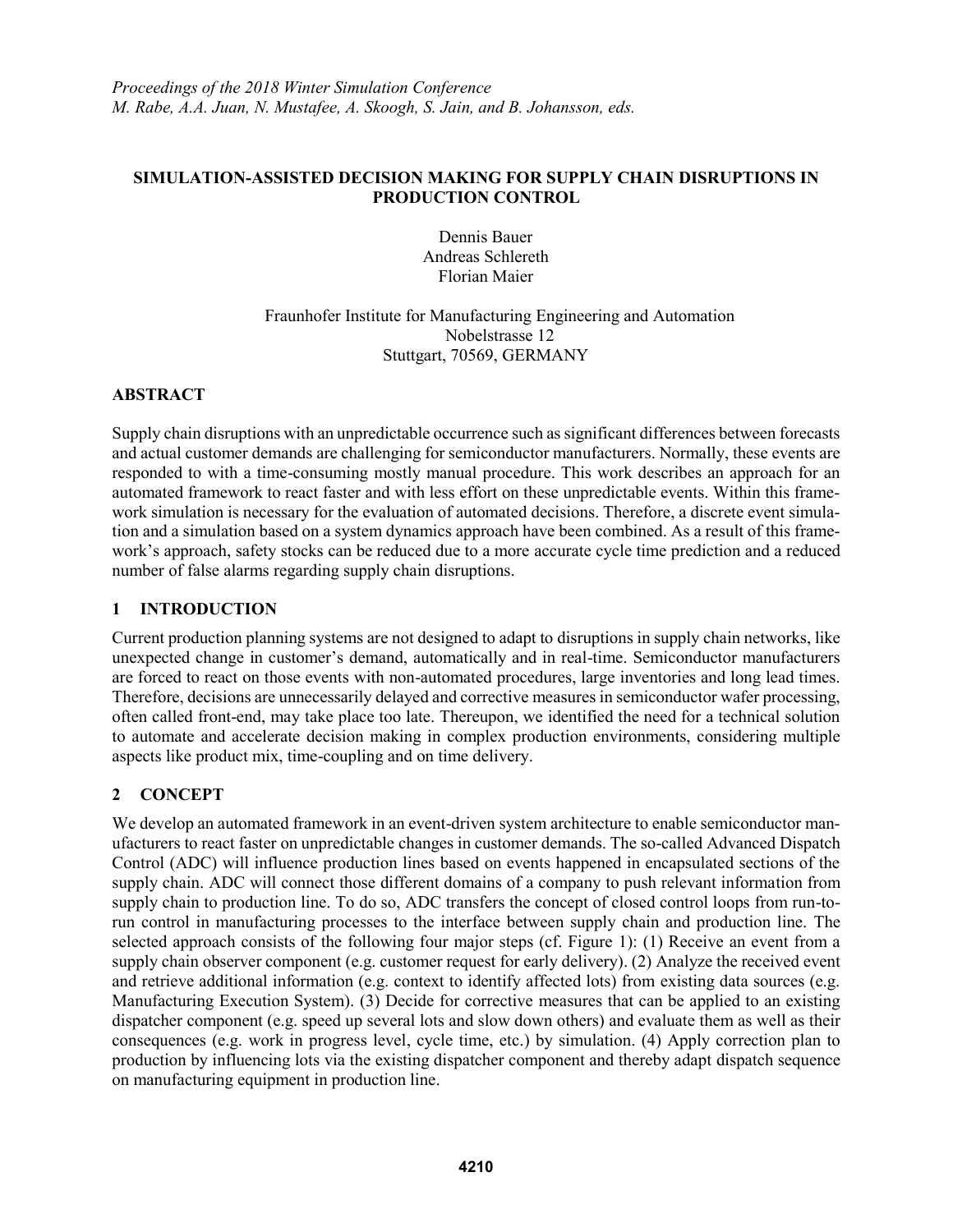*Proceedings of the 2018 Winter Simulation Conference*
*M. Rabe, A.A. Juan, N. Mustafee, A. Skoogh, S. Jain, and B. Johansson, eds.*

# SIMULATION-ASSISTED DECISION MAKING FOR SUPPLY CHAIN DISRUPTIONS IN PRODUCTION CONTROL

Dennis Bauer
Andreas Schlereth
Florian Maier

Fraunhofer Institute for Manufacturing Engineering and Automation
Nobelstrasse 12
Stuttgart, 70569, GERMANY

## ABSTRACT

Supply chain disruptions with an unpredictable occurrence such as significant differences between forecasts and actual customer demands are challenging for semiconductor manufacturers. Normally, these events are responded to with a time-consuming mostly manual procedure. This work describes an approach for an automated framework to react faster and with less effort on these unpredictable events. Within this framework simulation is necessary for the evaluation of automated decisions. Therefore, a discrete event simulation and a simulation based on a system dynamics approach have been combined. As a result of this framework's approach, safety stocks can be reduced due to a more accurate cycle time prediction and a reduced number of false alarms regarding supply chain disruptions.

## 1 INTRODUCTION

Current production planning systems are not designed to adapt to disruptions in supply chain networks, like unexpected change in customer's demand, automatically and in real-time. Semiconductor manufacturers are forced to react on those events with non-automated procedures, large inventories and long lead times. Therefore, decisions are unnecessarily delayed and corrective measures in semiconductor wafer processing, often called front-end, may take place too late. Thereupon, we identified the need for a technical solution to automate and accelerate decision making in complex production environments, considering multiple aspects like product mix, time-coupling and on time delivery.

## 2 CONCEPT

We develop an automated framework in an event-driven system architecture to enable semiconductor manufacturers to react faster on unpredictable changes in customer demands. The so-called Advanced Dispatch Control (ADC) will influence production lines based on events happened in encapsulated sections of the supply chain. ADC will connect those different domains of a company to push relevant information from supply chain to production line. To do so, ADC transfers the concept of closed control loops from run-to-run control in manufacturing processes to the interface between supply chain and production line. The selected approach consists of the following four major steps (cf. Figure 1): (1) Receive an event from a supply chain observer component (e.g. customer request for early delivery). (2) Analyze the received event and retrieve additional information (e.g. context to identify affected lots) from existing data sources (e.g. Manufacturing Execution System). (3) Decide for corrective measures that can be applied to an existing dispatcher component (e.g. speed up several lots and slow down others) and evaluate them as well as their consequences (e.g. work in progress level, cycle time, etc.) by simulation. (4) Apply correction plan to production by influencing lots via the existing dispatcher component and thereby adapt dispatch sequence on manufacturing equipment in production line.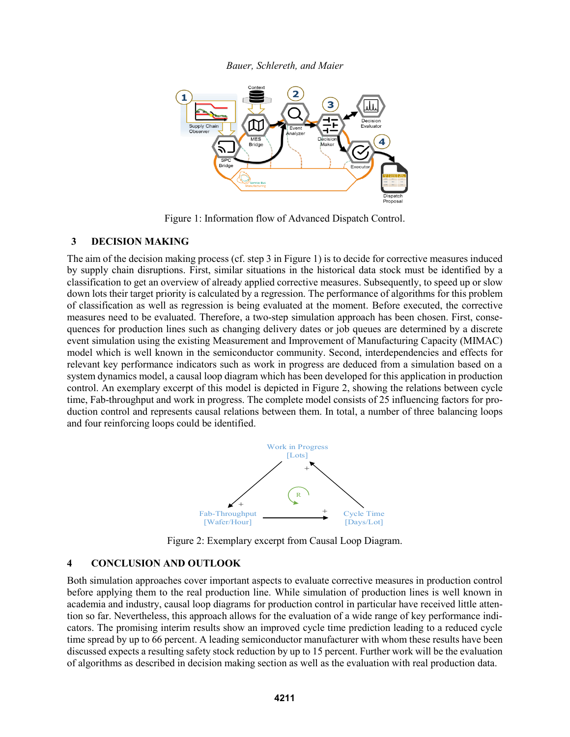Context

Supply Chain Observer

MES Bridge

Event Analyzer

Decision Maker

Decision Evaluator

SPC Bridge

Executor

Dispatch Proposal

Figure 1: Information flow of Advanced Dispatch Control.

## 3 DECISION MAKING

The aim of the decision making process (cf. step 3 in Figure 1) is to decide for corrective measures induced by supply chain disruptions. First, similar situations in the historical data stock must be identified by a classification to get an overview of already applied corrective measures. Subsequently, to speed up or slow down lots their target priority is calculated by a regression. The performance of algorithms for this problem of classification as well as regression is being evaluated at the moment. Before executed, the corrective measures need to be evaluated. Therefore, a two-step simulation approach has been chosen. First, consequences for production lines such as changing delivery dates or job queues are determined by a discrete event simulation using the existing Measurement and Improvement of Manufacturing Capacity (MIMAC) model which is well known in the semiconductor community. Second, interdependencies and effects for relevant key performance indicators such as work in progress are deduced from a simulation based on a system dynamics model, a causal loop diagram which has been developed for this application in production control. An exemplary excerpt of this model is depicted in Figure 2, showing the relations between cycle time, Fab-throughput and work in progress. The complete model consists of 25 influencing factors for production control and represents causal relations between them. In total, a number of three balancing loops and four reinforcing loops could be identified.

Work in Progress [Lots]

Fab-Throughput [Wafer/Hour]

Cycle Time [Days/Lot]

Figure 2: Exemplary excerpt from Causal Loop Diagram.

## 4 CONCLUSION AND OUTLOOK

Both simulation approaches cover important aspects to evaluate corrective measures in production control before applying them to the real production line. While simulation of production lines is well known in academia and industry, causal loop diagrams for production control in particular have received little attention so far. Nevertheless, this approach allows for the evaluation of a wide range of key performance indicators. The promising interim results show an improved cycle time prediction leading to a reduced cycle time spread by up to 66 percent. A leading semiconductor manufacturer with whom these results have been discussed expects a resulting safety stock reduction by up to 15 percent. Further work will be the evaluation of algorithms as described in decision making section as well as the evaluation with real production data.